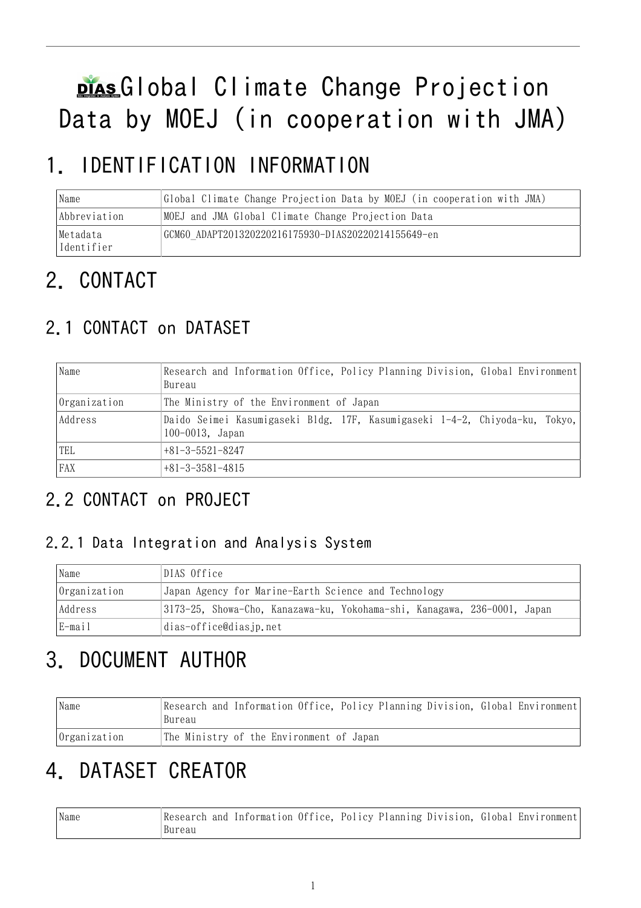# Global Climate Change Projection Data by MOEJ (in cooperation with JMA)

# 1. IDENTIFICATION INFORMATION

| Name | Global Climate Change Projection Data by MOEJ (in cooperation with JMA) |
|---|---|
| Abbreviation | MOEJ and JMA Global Climate Change Projection Data |
| Metadata Identifier | GCM60_ADAPT20132022021617593​0-DIAS20220214155649-en |

# 2. CONTACT

## 2.1 CONTACT on DATASET

| Name | Research and Information Office, Policy Planning Division, Global Environment Bureau |
|---|---|
| Organization | The Ministry of the Environment of Japan |
| Address | Daido Seimei Kasumigaseki Bldg. 17F, Kasumigaseki 1-4-2, Chiyoda-ku, Tokyo, 100-0013, Japan |
| TEL | +81-3-5521-8247 |
| FAX | +81-3-3581-4815 |

## 2.2 CONTACT on PROJECT

### 2.2.1 Data Integration and Analysis System

| Name | DIAS Office |
|---|---|
| Organization | Japan Agency for Marine-Earth Science and Technology |
| Address | 3173-25, Showa-Cho, Kanazawa-ku, Yokohama-shi, Kanagawa, 236-0001, Japan |
| E-mail | dias-office@diasjp.net |

# 3. DOCUMENT AUTHOR

| Name | Research and Information Office, Policy Planning Division, Global Environment Bureau |
|---|---|
| Organization | The Ministry of the Environment of Japan |

# 4. DATASET CREATOR

| Name | Research and Information Office, Policy Planning Division, Global Environment Bureau |
|---|---|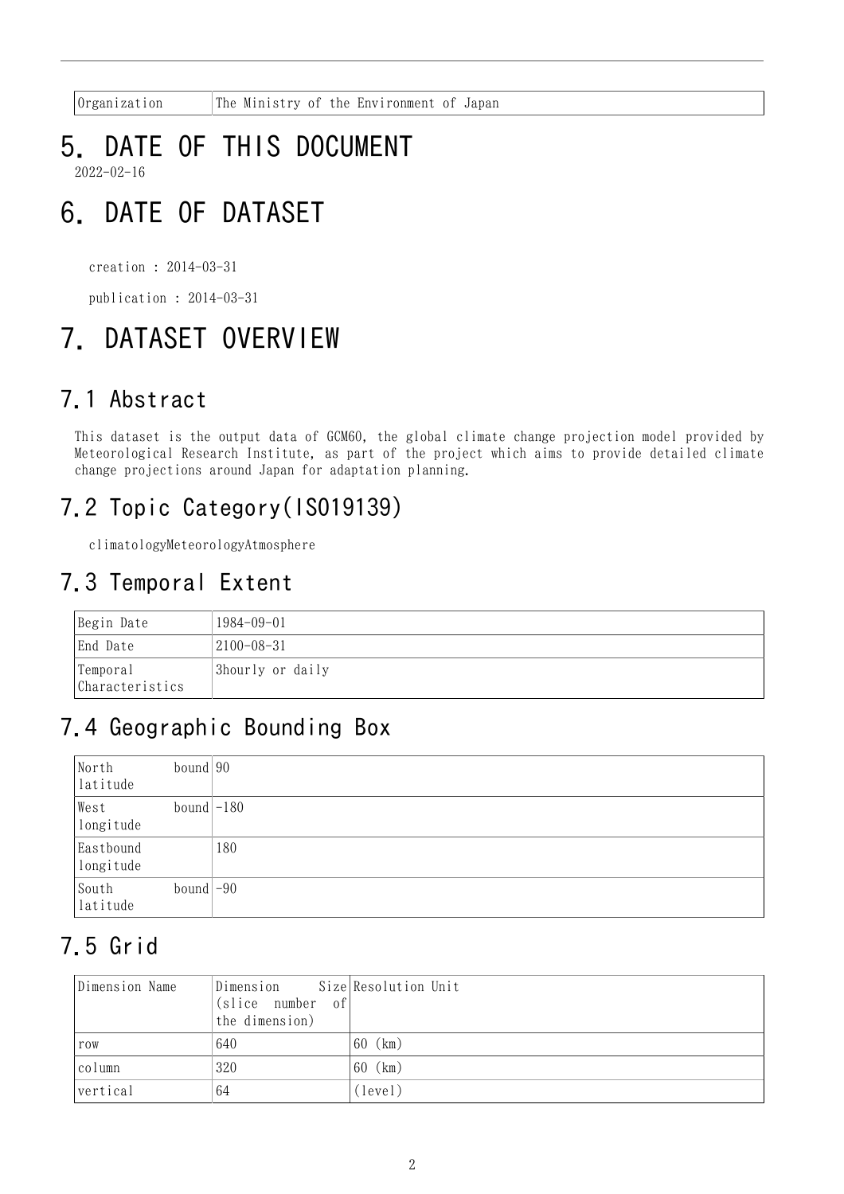| Organization | The Ministry of the Environment of Japan |
| --- | --- |

# 5. DATE OF THIS DOCUMENT

2022-02-16

# 6. DATE OF DATASET

creation : 2014-03-31

publication : 2014-03-31

# 7. DATASET OVERVIEW

## 7.1 Abstract

This dataset is the output data of GCM60, the global climate change projection model provided by Meteorological Research Institute, as part of the project which aims to provide detailed climate change projections around Japan for adaptation planning.

## 7.2 Topic Category(ISO19139)

climatologyMeteorologyAtmosphere

## 7.3 Temporal Extent

| Begin Date | 1984-09-01 |
| --- | --- |
| End Date | 2100-08-31 |
| Temporal Characteristics | 3hourly or daily |

## 7.4 Geographic Bounding Box

| North bound latitude | 90 |
| --- | --- |
| West bound longitude | -180 |
| Eastbound longitude | 180 |
| South bound latitude | -90 |

## 7.5 Grid

| Dimension Name | Dimension Size (slice number of the dimension) | Resolution Unit |
| --- | --- | --- |
| row | 640 | 60 (km) |
| column | 320 | 60 (km) |
| vertical | 64 | (level) |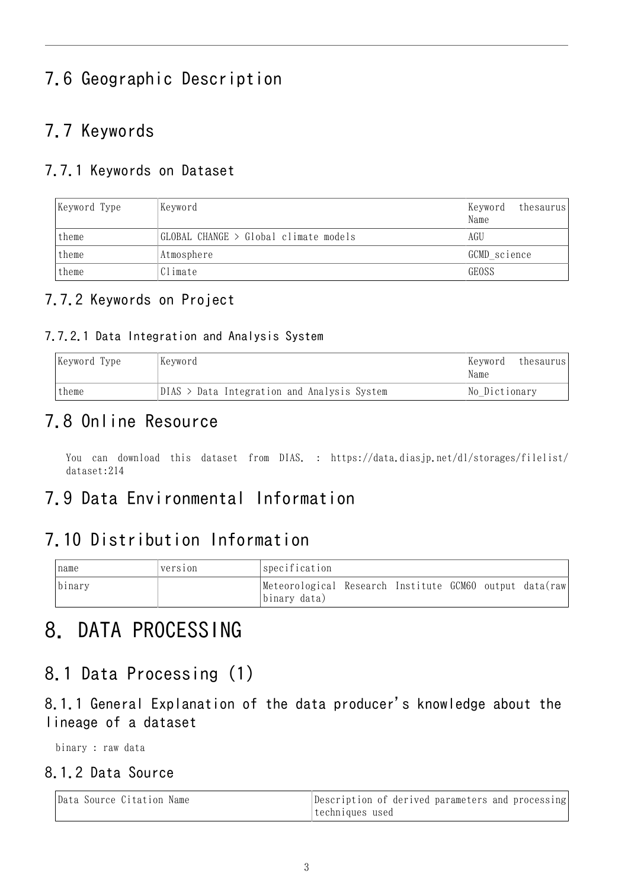## 7.6 Geographic Description

## 7.7 Keywords

### 7.7.1 Keywords on Dataset

| Keyword Type | Keyword | Keyword thesaurus Name |
|---|---|---|
| theme | GLOBAL CHANGE > Global climate models | AGU |
| theme | Atmosphere | GCMD_science |
| theme | Climate | GEOSS |

### 7.7.2 Keywords on Project

#### 7.7.2.1 Data Integration and Analysis System

| Keyword Type | Keyword | Keyword thesaurus Name |
|---|---|---|
| theme | DIAS > Data Integration and Analysis System | No_Dictionary |

## 7.8 Online Resource

You can download this dataset from DIAS. : https://data.diasjp.net/dl/storages/filelist/dataset:214

## 7.9 Data Environmental Information

## 7.10 Distribution Information

| name | version | specification |
|---|---|---|
| binary | | Meteorological Research Institute GCM60 output data(raw binary data) |

# 8. DATA PROCESSING

## 8.1 Data Processing (1)

### 8.1.1 General Explanation of the data producer's knowledge about the lineage of a dataset

binary : raw data

### 8.1.2 Data Source

| Data Source Citation Name | Description of derived parameters and processing techniques used |
|---|---|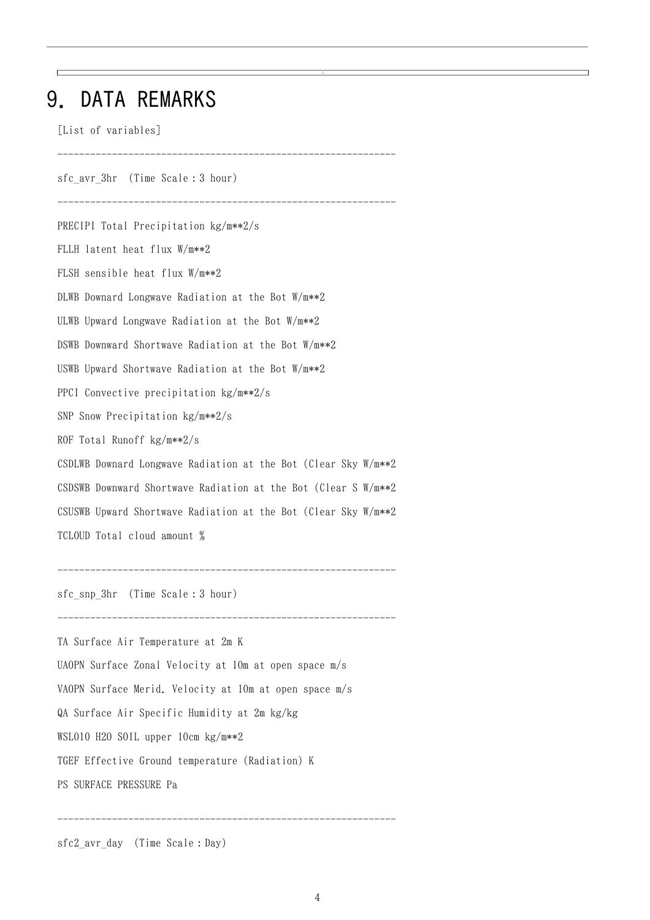# 9. DATA REMARKS

[List of variables]

---------------------------------------------------------------

sfc_avr_3hr (Time Scale：3 hour)

---------------------------------------------------------------

PRECIPI Total Precipitation kg/m**2/s

FLLH latent heat flux W/m**2

FLSH sensible heat flux W/m**2

DLWB Downard Longwave Radiation at the Bot W/m**2

ULWB Upward Longwave Radiation at the Bot W/m**2

DSWB Downward Shortwave Radiation at the Bot W/m**2

USWB Upward Shortwave Radiation at the Bot W/m**2

PPCI Convective precipitation kg/m**2/s

SNP Snow Precipitation kg/m**2/s

ROF Total Runoff kg/m**2/s

CSDLWB Downard Longwave Radiation at the Bot (Clear Sky W/m**2

CSDSWB Downward Shortwave Radiation at the Bot (Clear S W/m**2

CSUSWB Upward Shortwave Radiation at the Bot (Clear Sky W/m**2

TCLOUD Total cloud amount %

---------------------------------------------------------------

sfc_snp_3hr (Time Scale：3 hour)

---------------------------------------------------------------

TA Surface Air Temperature at 2m K

UAOPN Surface Zonal Velocity at 10m at open space m/s

VAOPN Surface Merid. Velocity at 10m at open space m/s

QA Surface Air Specific Humidity at 2m kg/kg

WSL010 H2O SOIL upper 10cm kg/m**2

TGEF Effective Ground temperature (Radiation) K

PS SURFACE PRESSURE Pa

---------------------------------------------------------------

sfc2_avr_day (Time Scale：Day)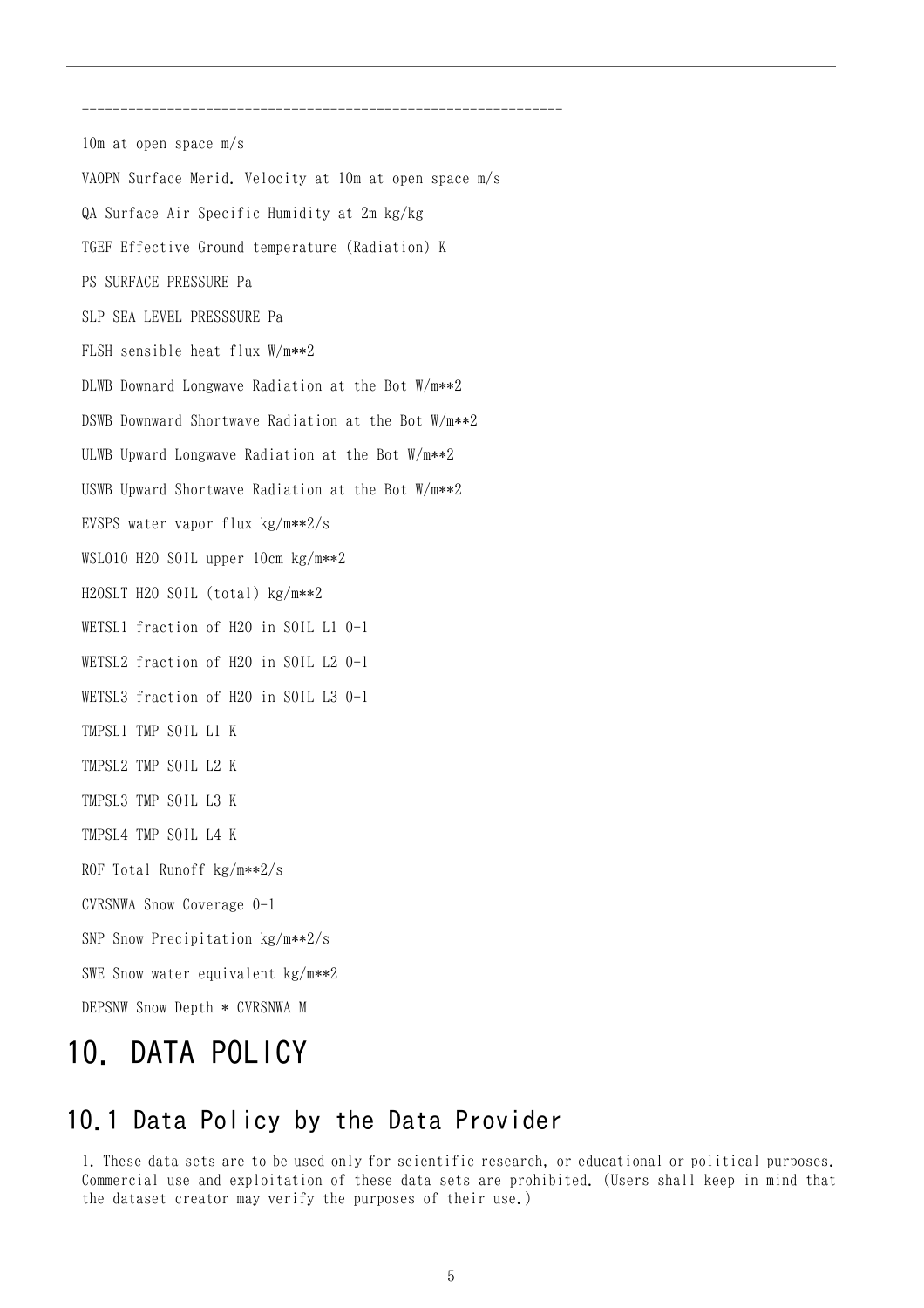```
---------------------------------------------------------------
10m at open space m/s
VAOPN Surface Merid. Velocity at 10m at open space m/s
QA Surface Air Specific Humidity at 2m kg/kg
TGEF Effective Ground temperature (Radiation) K
PS SURFACE PRESSURE Pa
SLP SEA LEVEL PRESSSURE Pa
FLSH sensible heat flux W/m**2
DLWB Downard Longwave Radiation at the Bot W/m**2
DSWB Downward Shortwave Radiation at the Bot W/m**2
ULWB Upward Longwave Radiation at the Bot W/m**2
USWB Upward Shortwave Radiation at the Bot W/m**2
EVSPS water vapor flux kg/m**2/s
WSL010 H2O SOIL upper 10cm kg/m**2
H2OSLT H2O SOIL (total) kg/m**2
WETSL1 fraction of H2O in SOIL L1 0-1
WETSL2 fraction of H2O in SOIL L2 0-1
WETSL3 fraction of H2O in SOIL L3 0-1
TMPSL1 TMP SOIL L1 K
TMPSL2 TMP SOIL L2 K
TMPSL3 TMP SOIL L3 K
TMPSL4 TMP SOIL L4 K
ROF Total Runoff kg/m**2/s
CVRSNWA Snow Coverage 0-1
SNP Snow Precipitation kg/m**2/s
SWE Snow water equivalent kg/m**2
DEPSNW Snow Depth * CVRSNWA M
```

# 10. DATA POLICY

## 10.1 Data Policy by the Data Provider

1. These data sets are to be used only for scientific research, or educational or political purposes. Commercial use and exploitation of these data sets are prohibited. (Users shall keep in mind that the dataset creator may verify the purposes of their use.)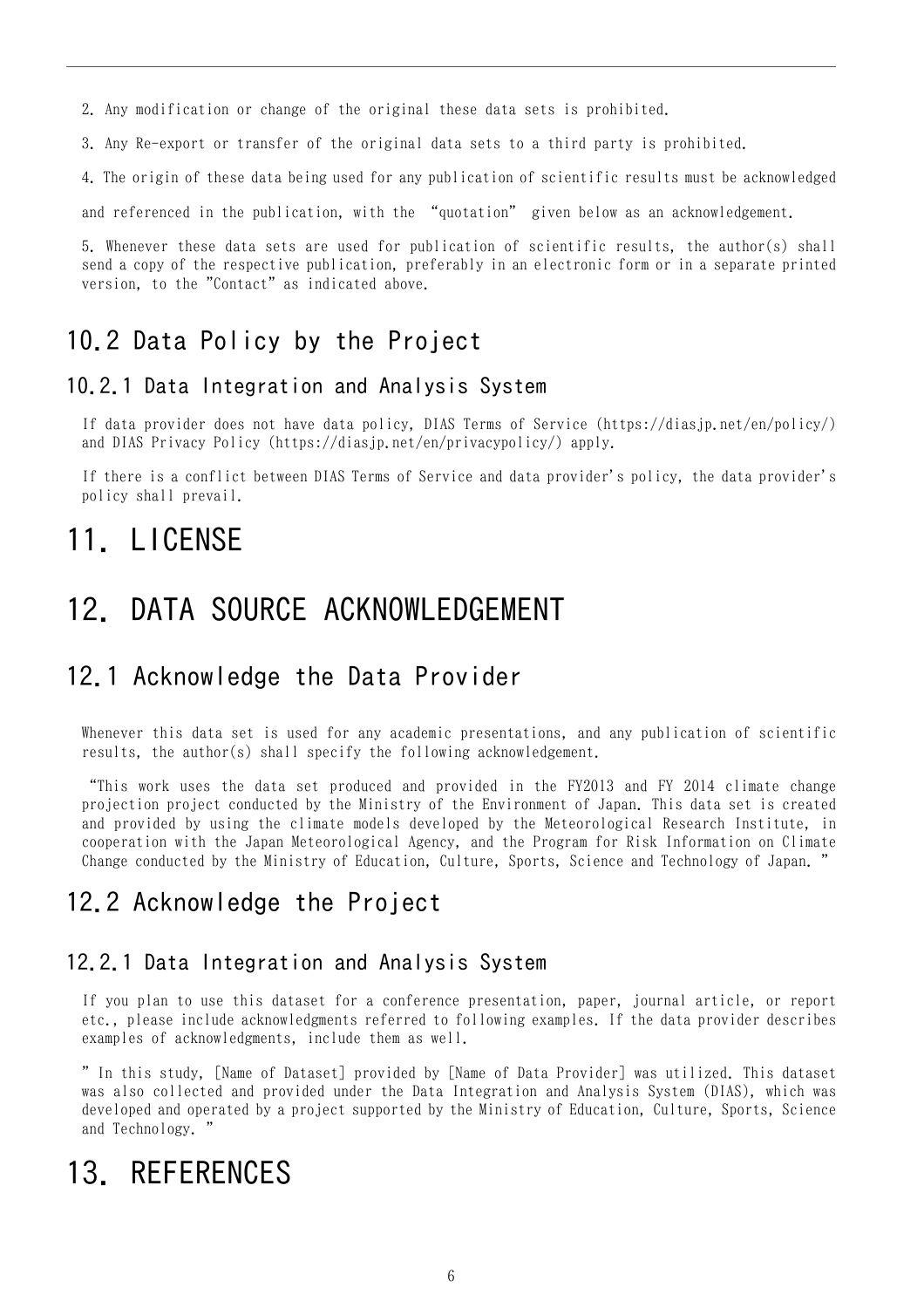2. Any modification or change of the original these data sets is prohibited.

3. Any Re-export or transfer of the original data sets to a third party is prohibited.

4. The origin of these data being used for any publication of scientific results must be acknowledged and referenced in the publication, with the "quotation" given below as an acknowledgement.

5. Whenever these data sets are used for publication of scientific results, the author(s) shall send a copy of the respective publication, preferably in an electronic form or in a separate printed version, to the "Contact" as indicated above.

## 10.2 Data Policy by the Project

### 10.2.1 Data Integration and Analysis System

If data provider does not have data policy, DIAS Terms of Service (https://diasjp.net/en/policy/) and DIAS Privacy Policy (https://diasjp.net/en/privacypolicy/) apply.

If there is a conflict between DIAS Terms of Service and data provider's policy, the data provider's policy shall prevail.

# 11. LICENSE

# 12. DATA SOURCE ACKNOWLEDGEMENT

## 12.1 Acknowledge the Data Provider

Whenever this data set is used for any academic presentations, and any publication of scientific results, the author(s) shall specify the following acknowledgement.

"This work uses the data set produced and provided in the FY2013 and FY 2014 climate change projection project conducted by the Ministry of the Environment of Japan. This data set is created and provided by using the climate models developed by the Meteorological Research Institute, in cooperation with the Japan Meteorological Agency, and the Program for Risk Information on Climate Change conducted by the Ministry of Education, Culture, Sports, Science and Technology of Japan. "

## 12.2 Acknowledge the Project

### 12.2.1 Data Integration and Analysis System

If you plan to use this dataset for a conference presentation, paper, journal article, or report etc., please include acknowledgments referred to following examples. If the data provider describes examples of acknowledgments, include them as well.

" In this study, [Name of Dataset] provided by [Name of Data Provider] was utilized. This dataset was also collected and provided under the Data Integration and Analysis System (DIAS), which was developed and operated by a project supported by the Ministry of Education, Culture, Sports, Science and Technology. "

# 13. REFERENCES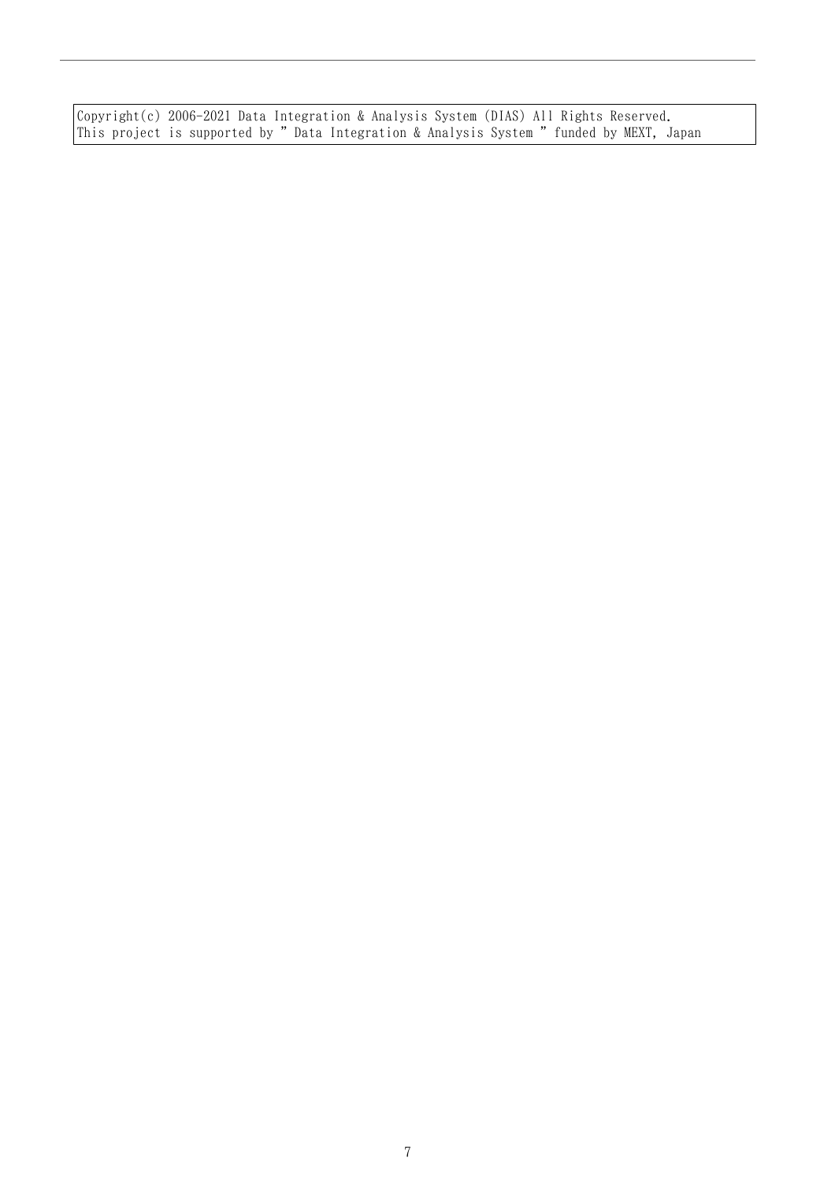Copyright(c) 2006-2021 Data Integration & Analysis System (DIAS) All Rights Reserved.
This project is supported by " Data Integration & Analysis System " funded by MEXT, Japan